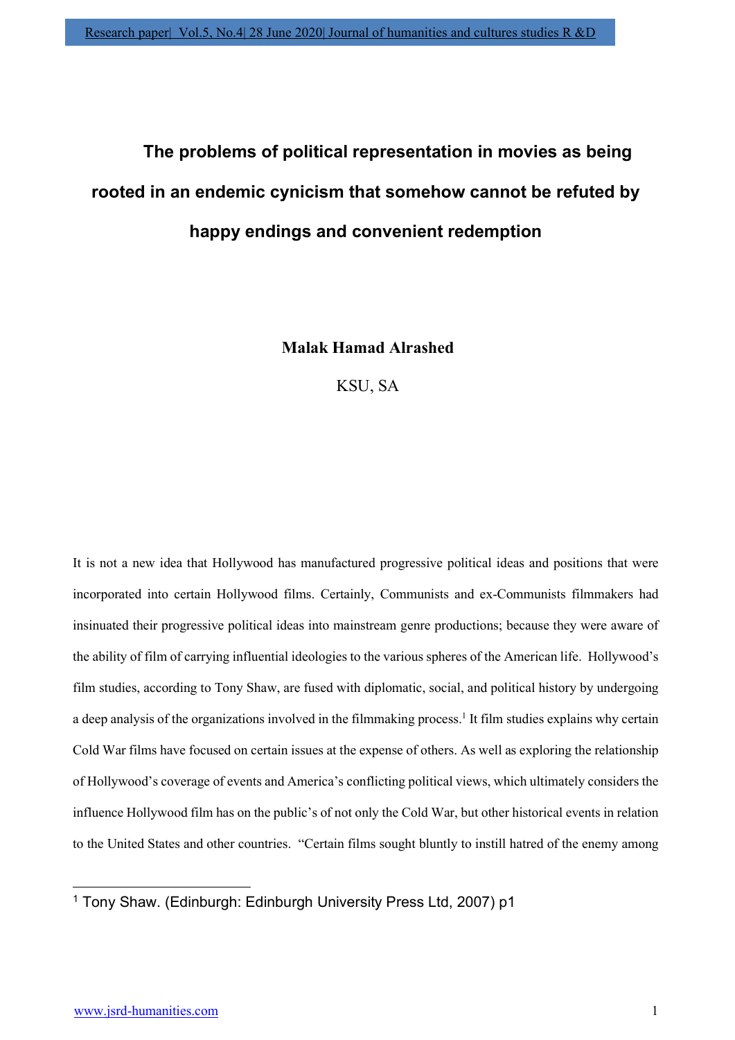# The problems of political representation in movies as being rooted in an endemic cynicism that somehow cannot be refuted by happy endings and convenient redemption

**Malak Hamad Alrashed**

KSU, SA

It is not a new idea that Hollywood has manufactured progressive political ideas and positions that were incorporated into certain Hollywood films. Certainly, Communists and ex-Communists filmmakers had insinuated their progressive political ideas into mainstream genre productions; because they were aware of the ability of film of carrying influential ideologies to the various spheres of the American life. Hollywood's film studies, according to Tony Shaw, are fused with diplomatic, social, and political history by undergoing a deep analysis of the organizations involved in the filmmaking process.[1] It film studies explains why certain Cold War films have focused on certain issues at the expense of others. As well as exploring the relationship of Hollywood's coverage of events and America's conflicting political views, which ultimately considers the influence Hollywood film has on the public's of not only the Cold War, but other historical events in relation to the United States and other countries. "Certain films sought bluntly to instill hatred of the enemy among

---

[1] Tony Shaw. (Edinburgh: Edinburgh University Press Ltd, 2007) p1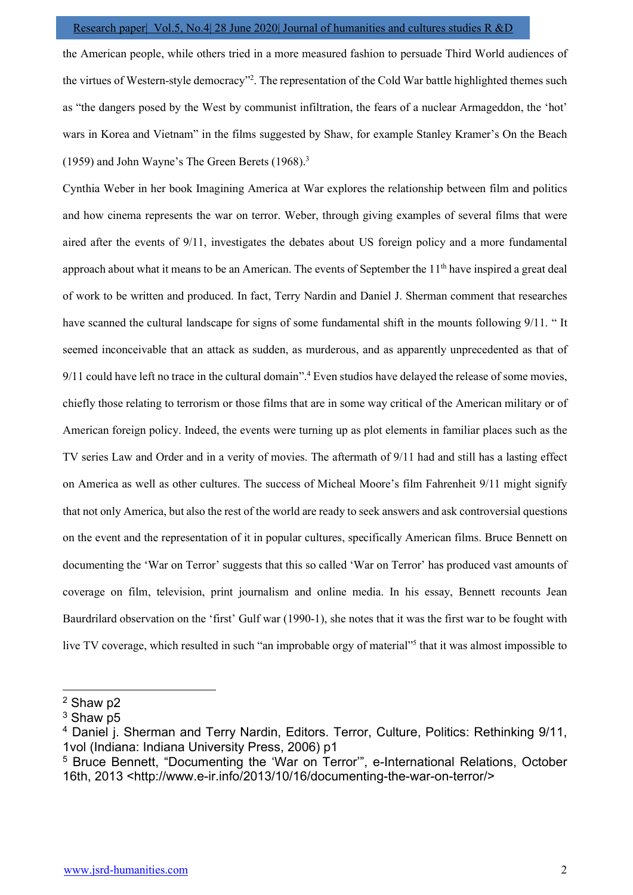the American people, while others tried in a more measured fashion to persuade Third World audiences of the virtues of Western-style democracy"[2]. The representation of the Cold War battle highlighted themes such as "the dangers posed by the West by communist infiltration, the fears of a nuclear Armageddon, the 'hot' wars in Korea and Vietnam" in the films suggested by Shaw, for example Stanley Kramer's On the Beach (1959) and John Wayne's The Green Berets (1968).[3]

Cynthia Weber in her book Imagining America at War explores the relationship between film and politics and how cinema represents the war on terror. Weber, through giving examples of several films that were aired after the events of 9/11, investigates the debates about US foreign policy and a more fundamental approach about what it means to be an American. The events of September the 11th have inspired a great deal of work to be written and produced. In fact, Terry Nardin and Daniel J. Sherman comment that researches have scanned the cultural landscape for signs of some fundamental shift in the mounts following 9/11. " It seemed inconceivable that an attack as sudden, as murderous, and as apparently unprecedented as that of 9/11 could have left no trace in the cultural domain".[4] Even studios have delayed the release of some movies, chiefly those relating to terrorism or those films that are in some way critical of the American military or of American foreign policy. Indeed, the events were turning up as plot elements in familiar places such as the TV series Law and Order and in a verity of movies. The aftermath of 9/11 had and still has a lasting effect on America as well as other cultures. The success of Micheal Moore's film Fahrenheit 9/11 might signify that not only America, but also the rest of the world are ready to seek answers and ask controversial questions on the event and the representation of it in popular cultures, specifically American films. Bruce Bennett on documenting the 'War on Terror' suggests that this so called 'War on Terror' has produced vast amounts of coverage on film, television, print journalism and online media. In his essay, Bennett recounts Jean Baurdrilard observation on the 'first' Gulf war (1990-1), she notes that it was the first war to be fought with live TV coverage, which resulted in such "an improbable orgy of material"[5] that it was almost impossible to

---

[2] Shaw p2

[3] Shaw p5

[4] Daniel j. Sherman and Terry Nardin, Editors. Terror, Culture, Politics: Rethinking 9/11, 1vol (Indiana: Indiana University Press, 2006) p1

[5] Bruce Bennett, "Documenting the 'War on Terror'", e-International Relations, October 16th, 2013 <http://www.e-ir.info/2013/10/16/documenting-the-war-on-terror/>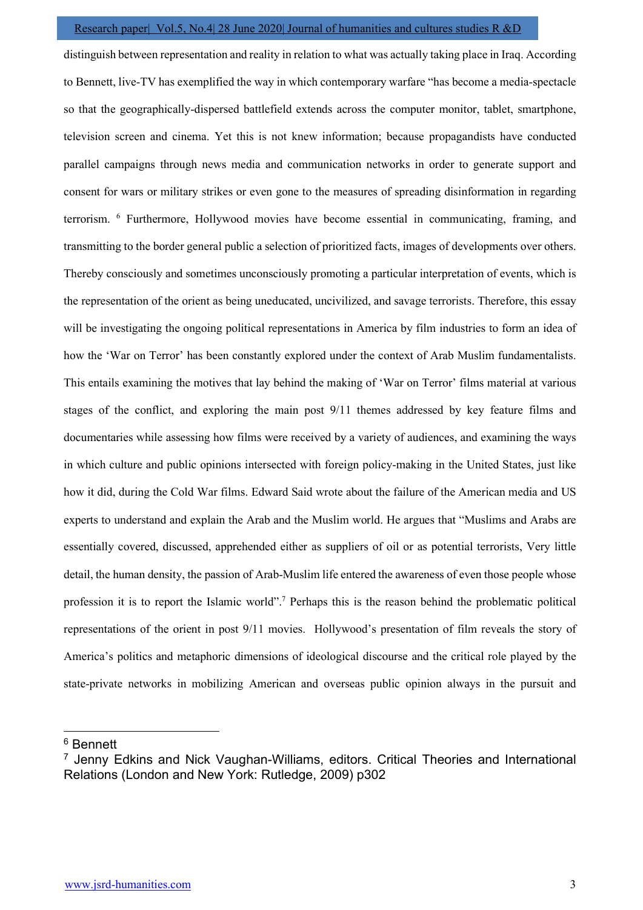distinguish between representation and reality in relation to what was actually taking place in Iraq. According to Bennett, live-TV has exemplified the way in which contemporary warfare "has become a media-spectacle so that the geographically-dispersed battlefield extends across the computer monitor, tablet, smartphone, television screen and cinema. Yet this is not knew information; because propagandists have conducted parallel campaigns through news media and communication networks in order to generate support and consent for wars or military strikes or even gone to the measures of spreading disinformation in regarding terrorism. [6] Furthermore, Hollywood movies have become essential in communicating, framing, and transmitting to the border general public a selection of prioritized facts, images of developments over others. Thereby consciously and sometimes unconsciously promoting a particular interpretation of events, which is the representation of the orient as being uneducated, uncivilized, and savage terrorists. Therefore, this essay will be investigating the ongoing political representations in America by film industries to form an idea of how the 'War on Terror' has been constantly explored under the context of Arab Muslim fundamentalists. This entails examining the motives that lay behind the making of 'War on Terror' films material at various stages of the conflict, and exploring the main post 9/11 themes addressed by key feature films and documentaries while assessing how films were received by a variety of audiences, and examining the ways in which culture and public opinions intersected with foreign policy-making in the United States, just like how it did, during the Cold War films. Edward Said wrote about the failure of the American media and US experts to understand and explain the Arab and the Muslim world. He argues that "Muslims and Arabs are essentially covered, discussed, apprehended either as suppliers of oil or as potential terrorists, Very little detail, the human density, the passion of Arab-Muslim life entered the awareness of even those people whose profession it is to report the Islamic world".[7] Perhaps this is the reason behind the problematic political representations of the orient in post 9/11 movies. Hollywood's presentation of film reveals the story of America's politics and metaphoric dimensions of ideological discourse and the critical role played by the state-private networks in mobilizing American and overseas public opinion always in the pursuit and

---

[6] Bennett

[7] Jenny Edkins and Nick Vaughan-Williams, editors. Critical Theories and International Relations (London and New York: Rutledge, 2009) p302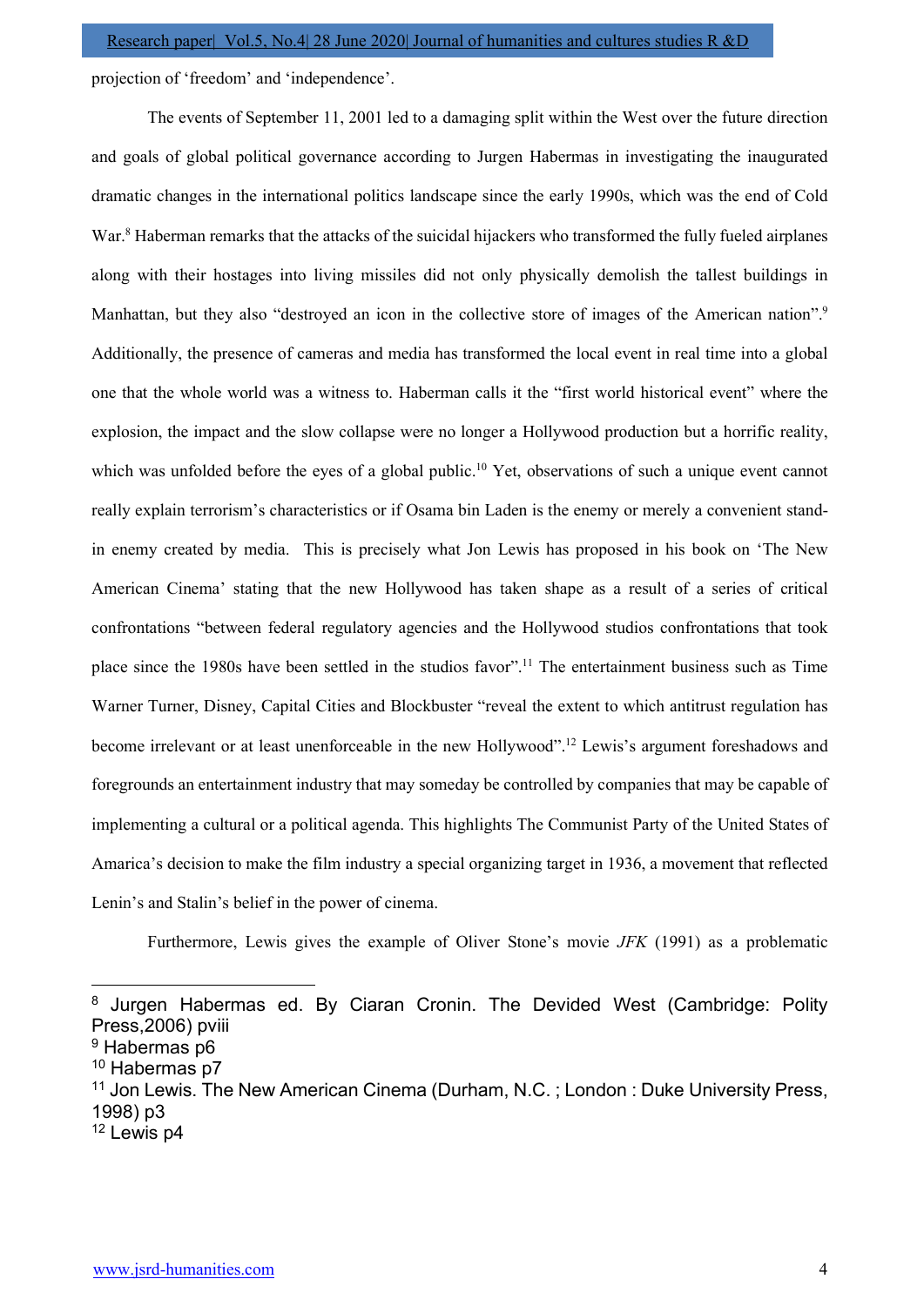projection of 'freedom' and 'independence'.

The events of September 11, 2001 led to a damaging split within the West over the future direction and goals of global political governance according to Jurgen Habermas in investigating the inaugurated dramatic changes in the international politics landscape since the early 1990s, which was the end of Cold War.[8] Haberman remarks that the attacks of the suicidal hijackers who transformed the fully fueled airplanes along with their hostages into living missiles did not only physically demolish the tallest buildings in Manhattan, but they also "destroyed an icon in the collective store of images of the American nation".[9] Additionally, the presence of cameras and media has transformed the local event in real time into a global one that the whole world was a witness to. Haberman calls it the "first world historical event" where the explosion, the impact and the slow collapse were no longer a Hollywood production but a horrific reality, which was unfolded before the eyes of a global public.[10] Yet, observations of such a unique event cannot really explain terrorism's characteristics or if Osama bin Laden is the enemy or merely a convenient stand-in enemy created by media. This is precisely what Jon Lewis has proposed in his book on 'The New American Cinema' stating that the new Hollywood has taken shape as a result of a series of critical confrontations "between federal regulatory agencies and the Hollywood studios confrontations that took place since the 1980s have been settled in the studios favor".[11] The entertainment business such as Time Warner Turner, Disney, Capital Cities and Blockbuster "reveal the extent to which antitrust regulation has become irrelevant or at least unenforceable in the new Hollywood".[12] Lewis's argument foreshadows and foregrounds an entertainment industry that may someday be controlled by companies that may be capable of implementing a cultural or a political agenda. This highlights The Communist Party of the United States of Amarica's decision to make the film industry a special organizing target in 1936, a movement that reflected Lenin's and Stalin's belief in the power of cinema.

Furthermore, Lewis gives the example of Oliver Stone's movie *JFK* (1991) as a problematic

---

[8] Jurgen Habermas ed. By Ciaran Cronin. The Devided West (Cambridge: Polity Press,2006) pviii

[9] Habermas p6

[10] Habermas p7

[11] Jon Lewis. The New American Cinema (Durham, N.C. ; London : Duke University Press, 1998) p3

[12] Lewis p4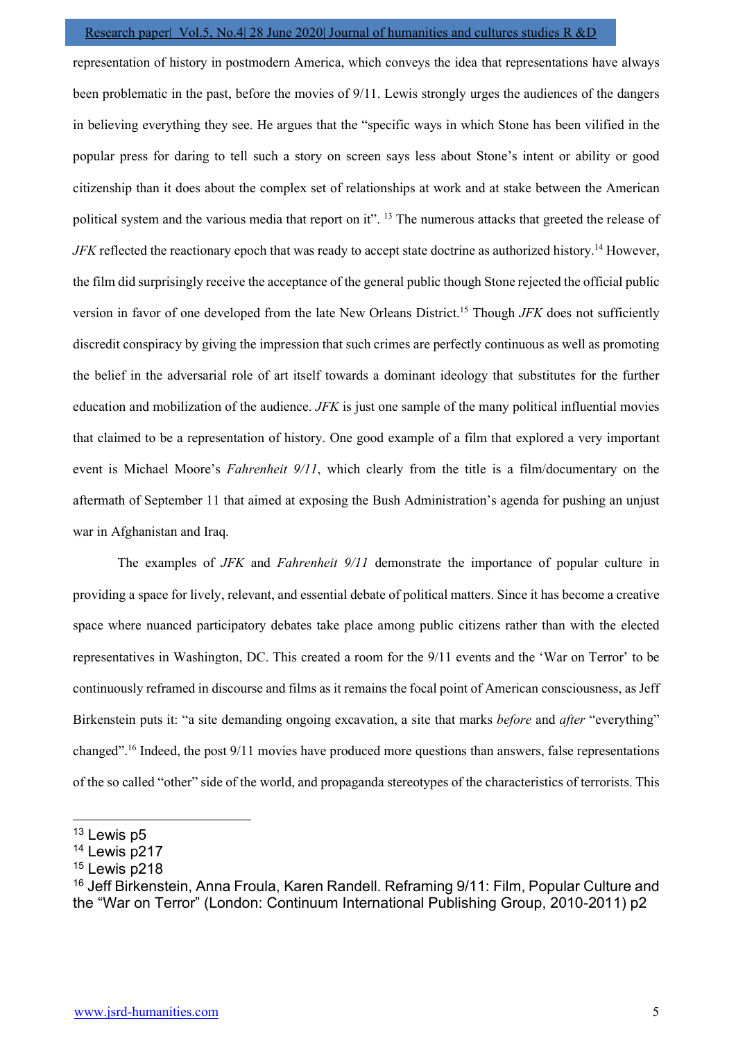representation of history in postmodern America, which conveys the idea that representations have always been problematic in the past, before the movies of 9/11. Lewis strongly urges the audiences of the dangers in believing everything they see. He argues that the "specific ways in which Stone has been vilified in the popular press for daring to tell such a story on screen says less about Stone's intent or ability or good citizenship than it does about the complex set of relationships at work and at stake between the American political system and the various media that report on it". [13] The numerous attacks that greeted the release of *JFK* reflected the reactionary epoch that was ready to accept state doctrine as authorized history.[14] However, the film did surprisingly receive the acceptance of the general public though Stone rejected the official public version in favor of one developed from the late New Orleans District.[15] Though *JFK* does not sufficiently discredit conspiracy by giving the impression that such crimes are perfectly continuous as well as promoting the belief in the adversarial role of art itself towards a dominant ideology that substitutes for the further education and mobilization of the audience. *JFK* is just one sample of the many political influential movies that claimed to be a representation of history. One good example of a film that explored a very important event is Michael Moore's *Fahrenheit 9/11*, which clearly from the title is a film/documentary on the aftermath of September 11 that aimed at exposing the Bush Administration's agenda for pushing an unjust war in Afghanistan and Iraq.

The examples of *JFK* and *Fahrenheit 9/11* demonstrate the importance of popular culture in providing a space for lively, relevant, and essential debate of political matters. Since it has become a creative space where nuanced participatory debates take place among public citizens rather than with the elected representatives in Washington, DC. This created a room for the 9/11 events and the 'War on Terror' to be continuously reframed in discourse and films as it remains the focal point of American consciousness, as Jeff Birkenstein puts it: "a site demanding ongoing excavation, a site that marks *before* and *after* "everything" changed".[16] Indeed, the post 9/11 movies have produced more questions than answers, false representations of the so called "other" side of the world, and propaganda stereotypes of the characteristics of terrorists. This

---

[13] Lewis p5

[14] Lewis p217

[15] Lewis p218

[16] Jeff Birkenstein, Anna Froula, Karen Randell. Reframing 9/11: Film, Popular Culture and the "War on Terror" (London: Continuum International Publishing Group, 2010-2011) p2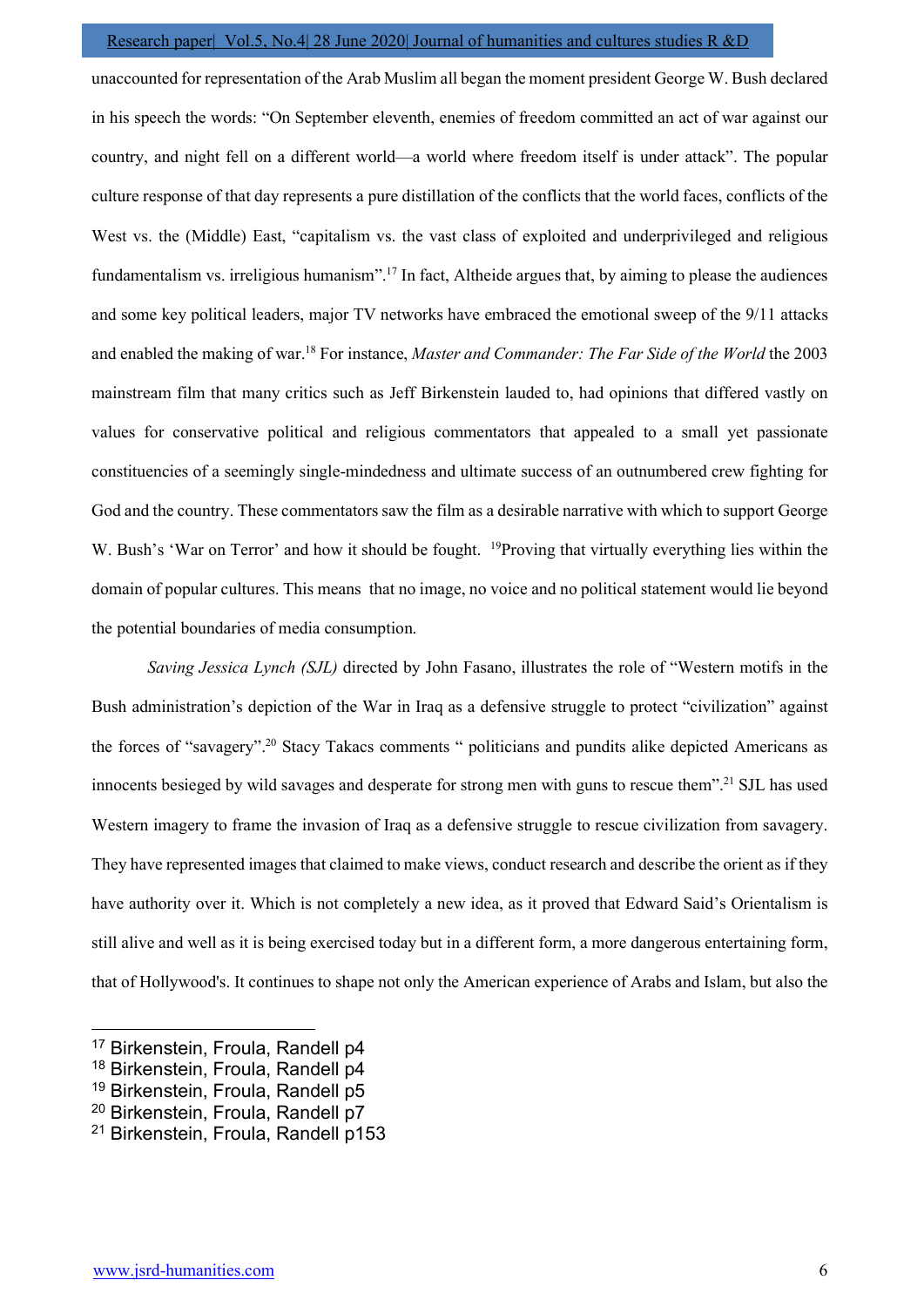unaccounted for representation of the Arab Muslim all began the moment president George W. Bush declared in his speech the words: "On September eleventh, enemies of freedom committed an act of war against our country, and night fell on a different world—a world where freedom itself is under attack". The popular culture response of that day represents a pure distillation of the conflicts that the world faces, conflicts of the West vs. the (Middle) East, "capitalism vs. the vast class of exploited and underprivileged and religious fundamentalism vs. irreligious humanism".[17] In fact, Altheide argues that, by aiming to please the audiences and some key political leaders, major TV networks have embraced the emotional sweep of the 9/11 attacks and enabled the making of war.[18] For instance, *Master and Commander: The Far Side of the World* the 2003 mainstream film that many critics such as Jeff Birkenstein lauded to, had opinions that differed vastly on values for conservative political and religious commentators that appealed to a small yet passionate constituencies of a seemingly single-mindedness and ultimate success of an outnumbered crew fighting for God and the country. These commentators saw the film as a desirable narrative with which to support George W. Bush's 'War on Terror' and how it should be fought. [19]Proving that virtually everything lies within the domain of popular cultures. This means that no image, no voice and no political statement would lie beyond the potential boundaries of media consumption.

*Saving Jessica Lynch (SJL)* directed by John Fasano, illustrates the role of "Western motifs in the Bush administration's depiction of the War in Iraq as a defensive struggle to protect "civilization" against the forces of "savagery".[20] Stacy Takacs comments " politicians and pundits alike depicted Americans as innocents besieged by wild savages and desperate for strong men with guns to rescue them".[21] SJL has used Western imagery to frame the invasion of Iraq as a defensive struggle to rescue civilization from savagery. They have represented images that claimed to make views, conduct research and describe the orient as if they have authority over it. Which is not completely a new idea, as it proved that Edward Said's Orientalism is still alive and well as it is being exercised today but in a different form, a more dangerous entertaining form, that of Hollywood's. It continues to shape not only the American experience of Arabs and Islam, but also the

---

[17] Birkenstein, Froula, Randell p4
[18] Birkenstein, Froula, Randell p4
[19] Birkenstein, Froula, Randell p5
[20] Birkenstein, Froula, Randell p7
[21] Birkenstein, Froula, Randell p153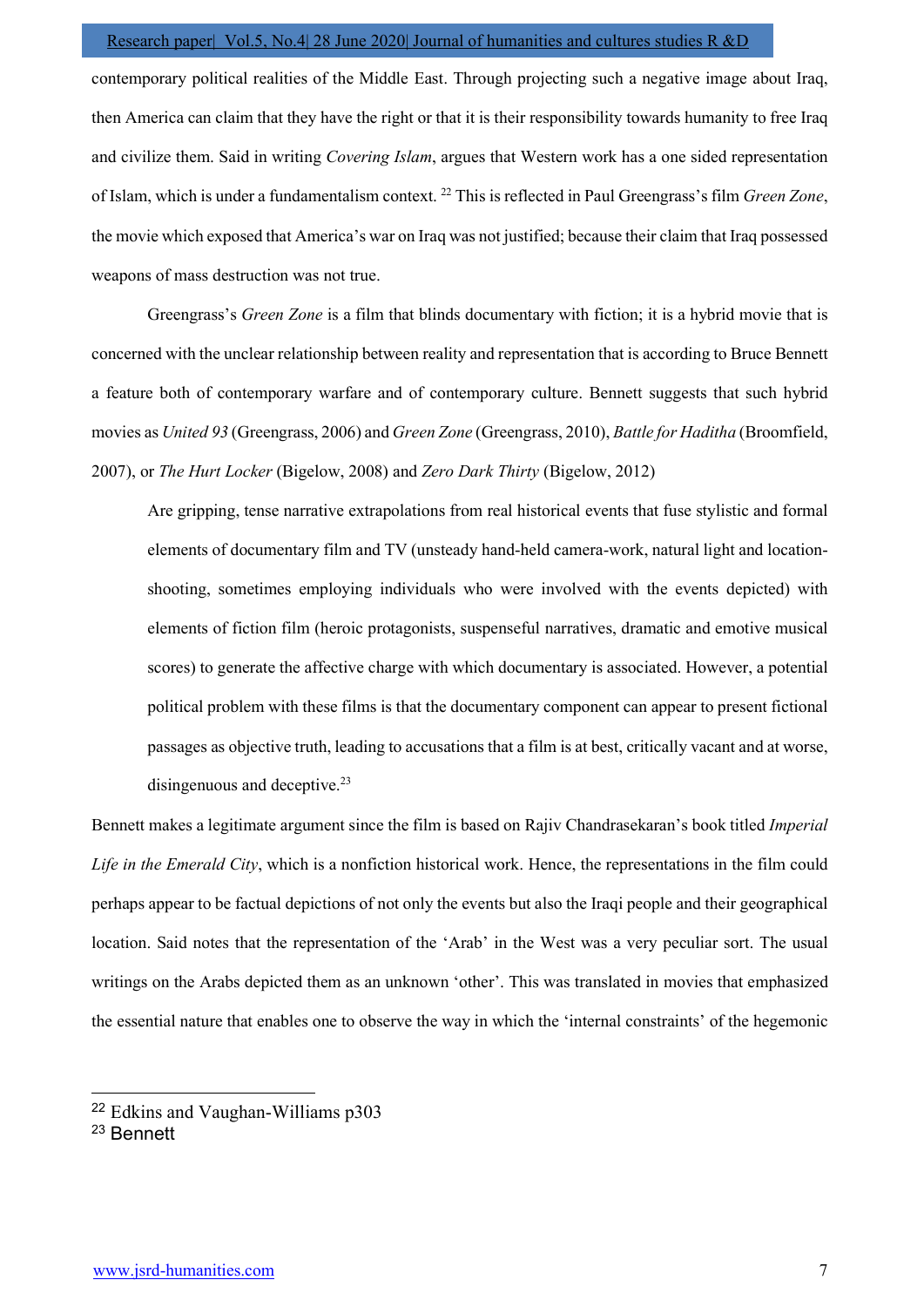contemporary political realities of the Middle East. Through projecting such a negative image about Iraq, then America can claim that they have the right or that it is their responsibility towards humanity to free Iraq and civilize them. Said in writing *Covering Islam*, argues that Western work has a one sided representation of Islam, which is under a fundamentalism context. [22] This is reflected in Paul Greengrass's film *Green Zone*, the movie which exposed that America's war on Iraq was not justified; because their claim that Iraq possessed weapons of mass destruction was not true.

Greengrass's *Green Zone* is a film that blinds documentary with fiction; it is a hybrid movie that is concerned with the unclear relationship between reality and representation that is according to Bruce Bennett a feature both of contemporary warfare and of contemporary culture. Bennett suggests that such hybrid movies as *United 93* (Greengrass, 2006) and *Green Zone* (Greengrass, 2010), *Battle for Haditha* (Broomfield, 2007), or *The Hurt Locker* (Bigelow, 2008) and *Zero Dark Thirty* (Bigelow, 2012)

> Are gripping, tense narrative extrapolations from real historical events that fuse stylistic and formal elements of documentary film and TV (unsteady hand-held camera-work, natural light and location-shooting, sometimes employing individuals who were involved with the events depicted) with elements of fiction film (heroic protagonists, suspenseful narratives, dramatic and emotive musical scores) to generate the affective charge with which documentary is associated. However, a potential political problem with these films is that the documentary component can appear to present fictional passages as objective truth, leading to accusations that a film is at best, critically vacant and at worse, disingenuous and deceptive.[23]

Bennett makes a legitimate argument since the film is based on Rajiv Chandrasekaran's book titled *Imperial Life in the Emerald City*, which is a nonfiction historical work. Hence, the representations in the film could perhaps appear to be factual depictions of not only the events but also the Iraqi people and their geographical location. Said notes that the representation of the 'Arab' in the West was a very peculiar sort. The usual writings on the Arabs depicted them as an unknown 'other'. This was translated in movies that emphasized the essential nature that enables one to observe the way in which the 'internal constraints' of the hegemonic

---

[22] Edkins and Vaughan-Williams p303

[23] Bennett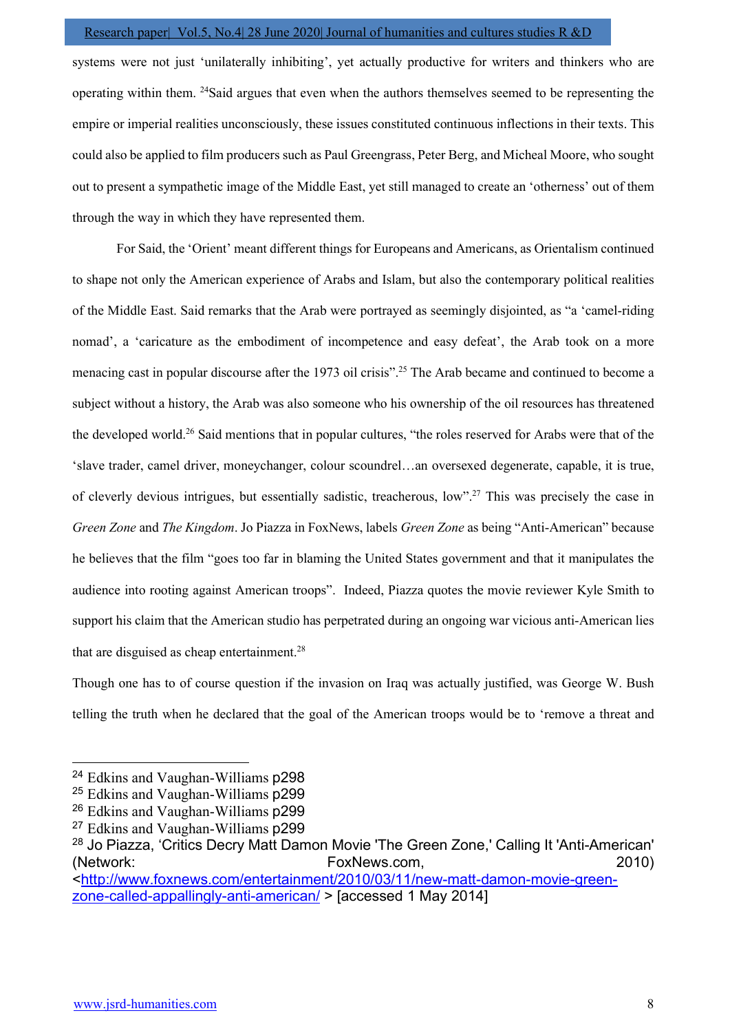systems were not just 'unilaterally inhibiting', yet actually productive for writers and thinkers who are operating within them. [24]Said argues that even when the authors themselves seemed to be representing the empire or imperial realities unconsciously, these issues constituted continuous inflections in their texts. This could also be applied to film producers such as Paul Greengrass, Peter Berg, and Micheal Moore, who sought out to present a sympathetic image of the Middle East, yet still managed to create an 'otherness' out of them through the way in which they have represented them.

For Said, the 'Orient' meant different things for Europeans and Americans, as Orientalism continued to shape not only the American experience of Arabs and Islam, but also the contemporary political realities of the Middle East. Said remarks that the Arab were portrayed as seemingly disjointed, as "a 'camel-riding nomad', a 'caricature as the embodiment of incompetence and easy defeat', the Arab took on a more menacing cast in popular discourse after the 1973 oil crisis".[25] The Arab became and continued to become a subject without a history, the Arab was also someone who his ownership of the oil resources has threatened the developed world.[26] Said mentions that in popular cultures, "the roles reserved for Arabs were that of the 'slave trader, camel driver, moneychanger, colour scoundrel…an oversexed degenerate, capable, it is true, of cleverly devious intrigues, but essentially sadistic, treacherous, low".[27] This was precisely the case in *Green Zone* and *The Kingdom*. Jo Piazza in FoxNews, labels *Green Zone* as being "Anti-American" because he believes that the film "goes too far in blaming the United States government and that it manipulates the audience into rooting against American troops". Indeed, Piazza quotes the movie reviewer Kyle Smith to support his claim that the American studio has perpetrated during an ongoing war vicious anti-American lies that are disguised as cheap entertainment.[28]

Though one has to of course question if the invasion on Iraq was actually justified, was George W. Bush telling the truth when he declared that the goal of the American troops would be to 'remove a threat and

---

[24] Edkins and Vaughan-Williams p298

[25] Edkins and Vaughan-Williams p299

[26] Edkins and Vaughan-Williams p299

[27] Edkins and Vaughan-Williams p299

[28] Jo Piazza, 'Critics Decry Matt Damon Movie 'The Green Zone,' Calling It 'Anti-American' (Network: FoxNews.com, 2010) <http://www.foxnews.com/entertainment/2010/03/11/new-matt-damon-movie-green-zone-called-appallingly-anti-american/ > [accessed 1 May 2014]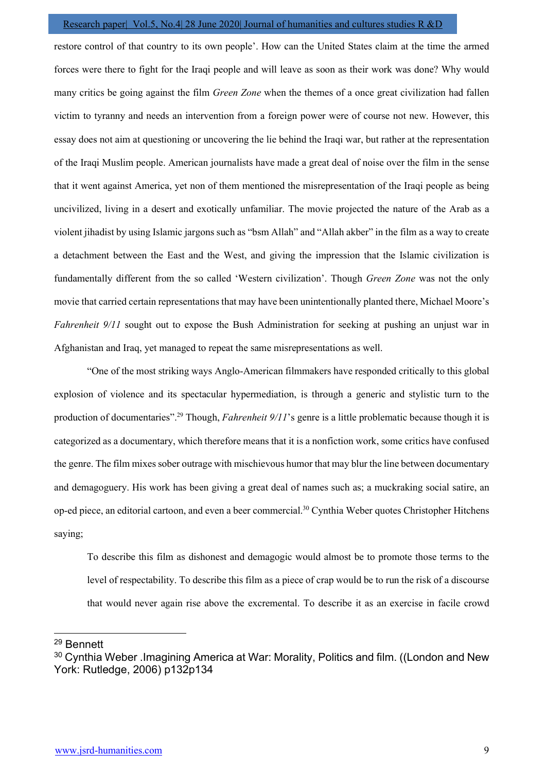restore control of that country to its own people'. How can the United States claim at the time the armed forces were there to fight for the Iraqi people and will leave as soon as their work was done? Why would many critics be going against the film *Green Zone* when the themes of a once great civilization had fallen victim to tyranny and needs an intervention from a foreign power were of course not new. However, this essay does not aim at questioning or uncovering the lie behind the Iraqi war, but rather at the representation of the Iraqi Muslim people. American journalists have made a great deal of noise over the film in the sense that it went against America, yet non of them mentioned the misrepresentation of the Iraqi people as being uncivilized, living in a desert and exotically unfamiliar. The movie projected the nature of the Arab as a violent jihadist by using Islamic jargons such as "bsm Allah" and "Allah akber" in the film as a way to create a detachment between the East and the West, and giving the impression that the Islamic civilization is fundamentally different from the so called 'Western civilization'. Though *Green Zone* was not the only movie that carried certain representations that may have been unintentionally planted there, Michael Moore's *Fahrenheit 9/11* sought out to expose the Bush Administration for seeking at pushing an unjust war in Afghanistan and Iraq, yet managed to repeat the same misrepresentations as well.

"One of the most striking ways Anglo-American filmmakers have responded critically to this global explosion of violence and its spectacular hypermediation, is through a generic and stylistic turn to the production of documentaries".[29] Though, *Fahrenheit 9/11*'s genre is a little problematic because though it is categorized as a documentary, which therefore means that it is a nonfiction work, some critics have confused the genre. The film mixes sober outrage with mischievous humor that may blur the line between documentary and demagoguery. His work has been giving a great deal of names such as; a muckraking social satire, an op-ed piece, an editorial cartoon, and even a beer commercial.[30] Cynthia Weber quotes Christopher Hitchens saying;

> To describe this film as dishonest and demagogic would almost be to promote those terms to the level of respectability. To describe this film as a piece of crap would be to run the risk of a discourse that would never again rise above the excremental. To describe it as an exercise in facile crowd

---

[29] Bennett

[30] Cynthia Weber .Imagining America at War: Morality, Politics and film. ((London and New York: Rutledge, 2006) p132p134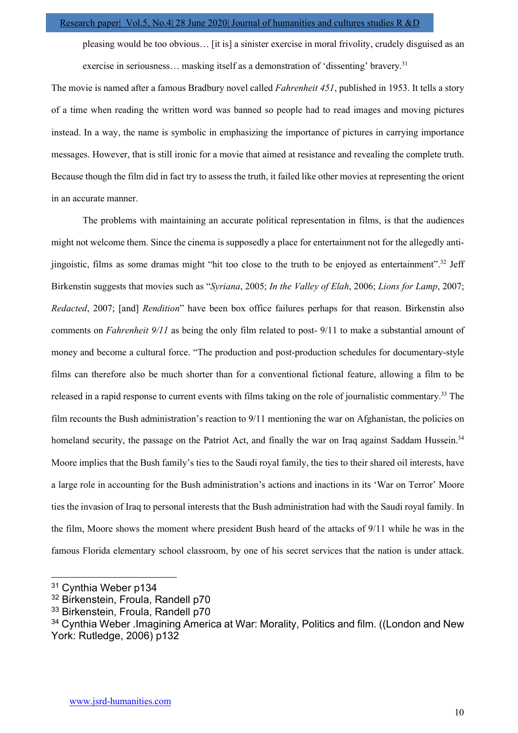pleasing would be too obvious… [it is] a sinister exercise in moral frivolity, crudely disguised as an exercise in seriousness… masking itself as a demonstration of 'dissenting' bravery.[31]

The movie is named after a famous Bradbury novel called *Fahrenheit 451*, published in 1953. It tells a story of a time when reading the written word was banned so people had to read images and moving pictures instead. In a way, the name is symbolic in emphasizing the importance of pictures in carrying importance messages. However, that is still ironic for a movie that aimed at resistance and revealing the complete truth. Because though the film did in fact try to assess the truth, it failed like other movies at representing the orient in an accurate manner.

The problems with maintaining an accurate political representation in films, is that the audiences might not welcome them. Since the cinema is supposedly a place for entertainment not for the allegedly anti-jingoistic, films as some dramas might "hit too close to the truth to be enjoyed as entertainment".[32] Jeff Birkenstin suggests that movies such as "*Syriana*, 2005; *In the Valley of Elah*, 2006; *Lions for Lamp*, 2007; *Redacted*, 2007; [and] *Rendition*" have been box office failures perhaps for that reason. Birkenstin also comments on *Fahrenheit 9/11* as being the only film related to post- 9/11 to make a substantial amount of money and become a cultural force. "The production and post-production schedules for documentary-style films can therefore also be much shorter than for a conventional fictional feature, allowing a film to be released in a rapid response to current events with films taking on the role of journalistic commentary.[33] The film recounts the Bush administration's reaction to 9/11 mentioning the war on Afghanistan, the policies on homeland security, the passage on the Patriot Act, and finally the war on Iraq against Saddam Hussein.[34] Moore implies that the Bush family's ties to the Saudi royal family, the ties to their shared oil interests, have a large role in accounting for the Bush administration's actions and inactions in its 'War on Terror' Moore ties the invasion of Iraq to personal interests that the Bush administration had with the Saudi royal family. In the film, Moore shows the moment where president Bush heard of the attacks of 9/11 while he was in the famous Florida elementary school classroom, by one of his secret services that the nation is under attack.

---

[31] Cynthia Weber p134

[32] Birkenstein, Froula, Randell p70

[33] Birkenstein, Froula, Randell p70

[34] Cynthia Weber .Imagining America at War: Morality, Politics and film. ((London and New York: Rutledge, 2006) p132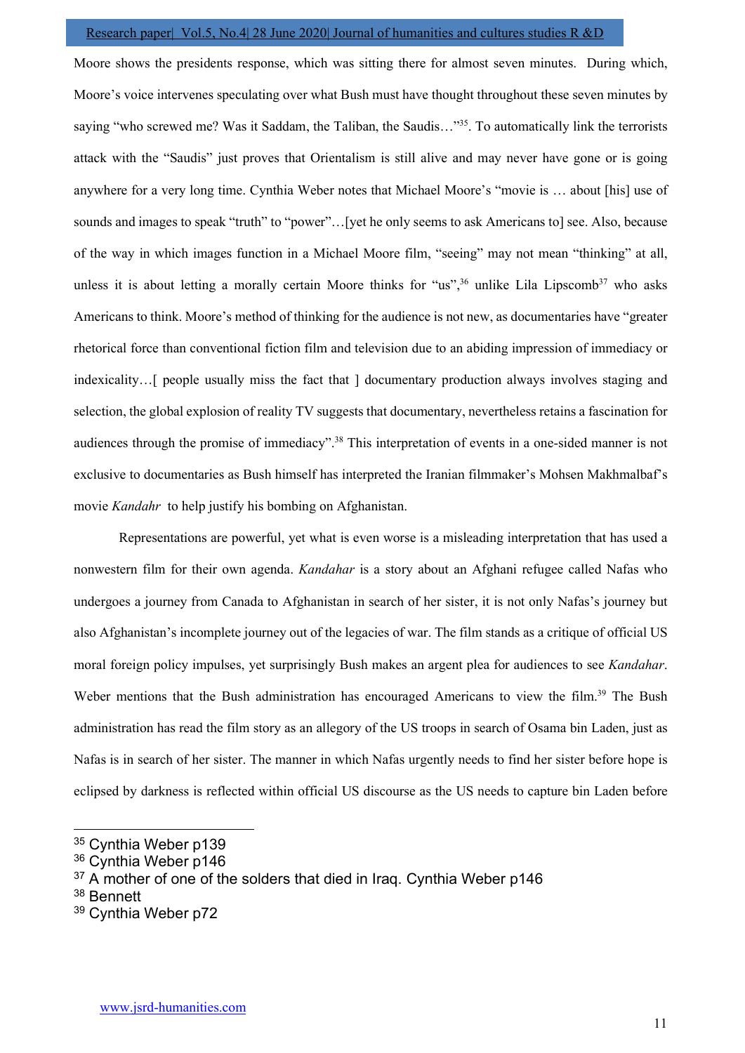Moore shows the presidents response, which was sitting there for almost seven minutes. During which, Moore's voice intervenes speculating over what Bush must have thought throughout these seven minutes by saying "who screwed me? Was it Saddam, the Taliban, the Saudis…"[35]. To automatically link the terrorists attack with the "Saudis" just proves that Orientalism is still alive and may never have gone or is going anywhere for a very long time. Cynthia Weber notes that Michael Moore's "movie is … about [his] use of sounds and images to speak "truth" to "power"…[yet he only seems to ask Americans to] see. Also, because of the way in which images function in a Michael Moore film, "seeing" may not mean "thinking" at all, unless it is about letting a morally certain Moore thinks for "us",[36] unlike Lila Lipscomb[37] who asks Americans to think. Moore's method of thinking for the audience is not new, as documentaries have "greater rhetorical force than conventional fiction film and television due to an abiding impression of immediacy or indexicality…[ people usually miss the fact that ] documentary production always involves staging and selection, the global explosion of reality TV suggests that documentary, nevertheless retains a fascination for audiences through the promise of immediacy".[38] This interpretation of events in a one-sided manner is not exclusive to documentaries as Bush himself has interpreted the Iranian filmmaker's Mohsen Makhmalbaf's movie *Kandahr* to help justify his bombing on Afghanistan.

Representations are powerful, yet what is even worse is a misleading interpretation that has used a nonwestern film for their own agenda. *Kandahar* is a story about an Afghani refugee called Nafas who undergoes a journey from Canada to Afghanistan in search of her sister, it is not only Nafas's journey but also Afghanistan's incomplete journey out of the legacies of war. The film stands as a critique of official US moral foreign policy impulses, yet surprisingly Bush makes an argent plea for audiences to see *Kandahar*. Weber mentions that the Bush administration has encouraged Americans to view the film.[39] The Bush administration has read the film story as an allegory of the US troops in search of Osama bin Laden, just as Nafas is in search of her sister. The manner in which Nafas urgently needs to find her sister before hope is eclipsed by darkness is reflected within official US discourse as the US needs to capture bin Laden before

---

[35] Cynthia Weber p139

[36] Cynthia Weber p146

[37] A mother of one of the solders that died in Iraq. Cynthia Weber p146

[38] Bennett

[39] Cynthia Weber p72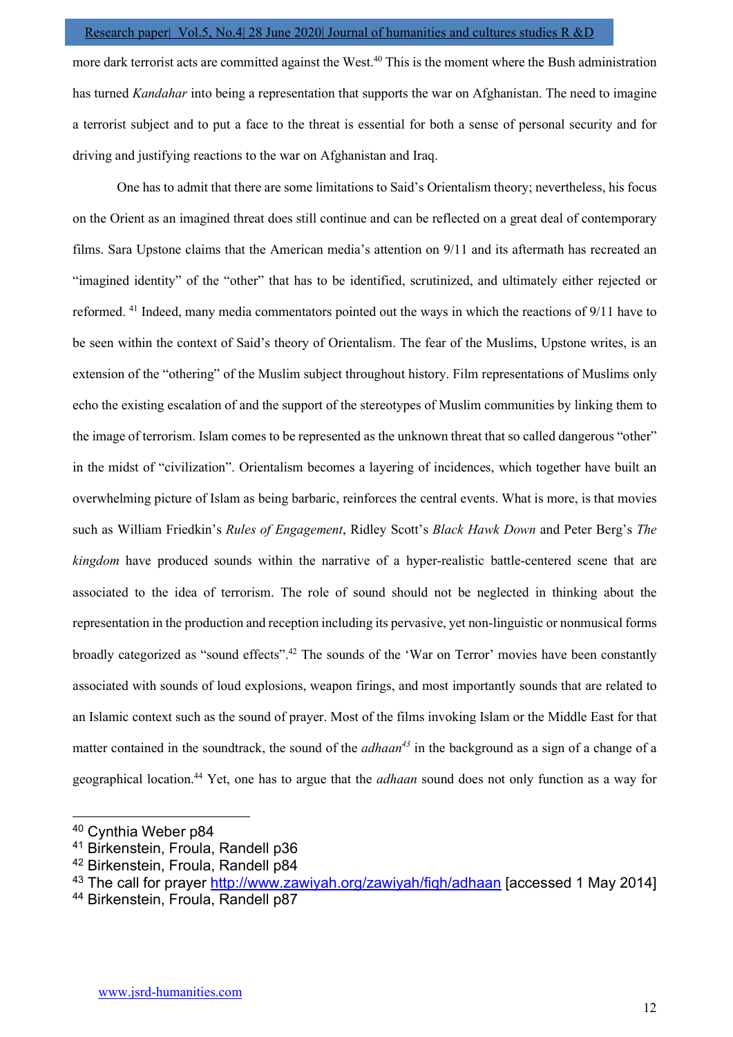more dark terrorist acts are committed against the West.[40] This is the moment where the Bush administration has turned *Kandahar* into being a representation that supports the war on Afghanistan. The need to imagine a terrorist subject and to put a face to the threat is essential for both a sense of personal security and for driving and justifying reactions to the war on Afghanistan and Iraq.

One has to admit that there are some limitations to Said's Orientalism theory; nevertheless, his focus on the Orient as an imagined threat does still continue and can be reflected on a great deal of contemporary films. Sara Upstone claims that the American media's attention on 9/11 and its aftermath has recreated an "imagined identity" of the "other" that has to be identified, scrutinized, and ultimately either rejected or reformed. [41] Indeed, many media commentators pointed out the ways in which the reactions of 9/11 have to be seen within the context of Said's theory of Orientalism. The fear of the Muslims, Upstone writes, is an extension of the "othering" of the Muslim subject throughout history. Film representations of Muslims only echo the existing escalation of and the support of the stereotypes of Muslim communities by linking them to the image of terrorism. Islam comes to be represented as the unknown threat that so called dangerous "other" in the midst of "civilization". Orientalism becomes a layering of incidences, which together have built an overwhelming picture of Islam as being barbaric, reinforces the central events. What is more, is that movies such as William Friedkin's *Rules of Engagement*, Ridley Scott's *Black Hawk Down* and Peter Berg's *The kingdom* have produced sounds within the narrative of a hyper-realistic battle-centered scene that are associated to the idea of terrorism. The role of sound should not be neglected in thinking about the representation in the production and reception including its pervasive, yet non-linguistic or nonmusical forms broadly categorized as "sound effects".[42] The sounds of the 'War on Terror' movies have been constantly associated with sounds of loud explosions, weapon firings, and most importantly sounds that are related to an Islamic context such as the sound of prayer. Most of the films invoking Islam or the Middle East for that matter contained in the soundtrack, the sound of the *adhaan*[43] in the background as a sign of a change of a geographical location.[44] Yet, one has to argue that the *adhaan* sound does not only function as a way for

---

[40] Cynthia Weber p84

[41] Birkenstein, Froula, Randell p36

[42] Birkenstein, Froula, Randell p84

[43] The call for prayer http://www.zawiyah.org/zawiyah/fiqh/adhaan [accessed 1 May 2014]

[44] Birkenstein, Froula, Randell p87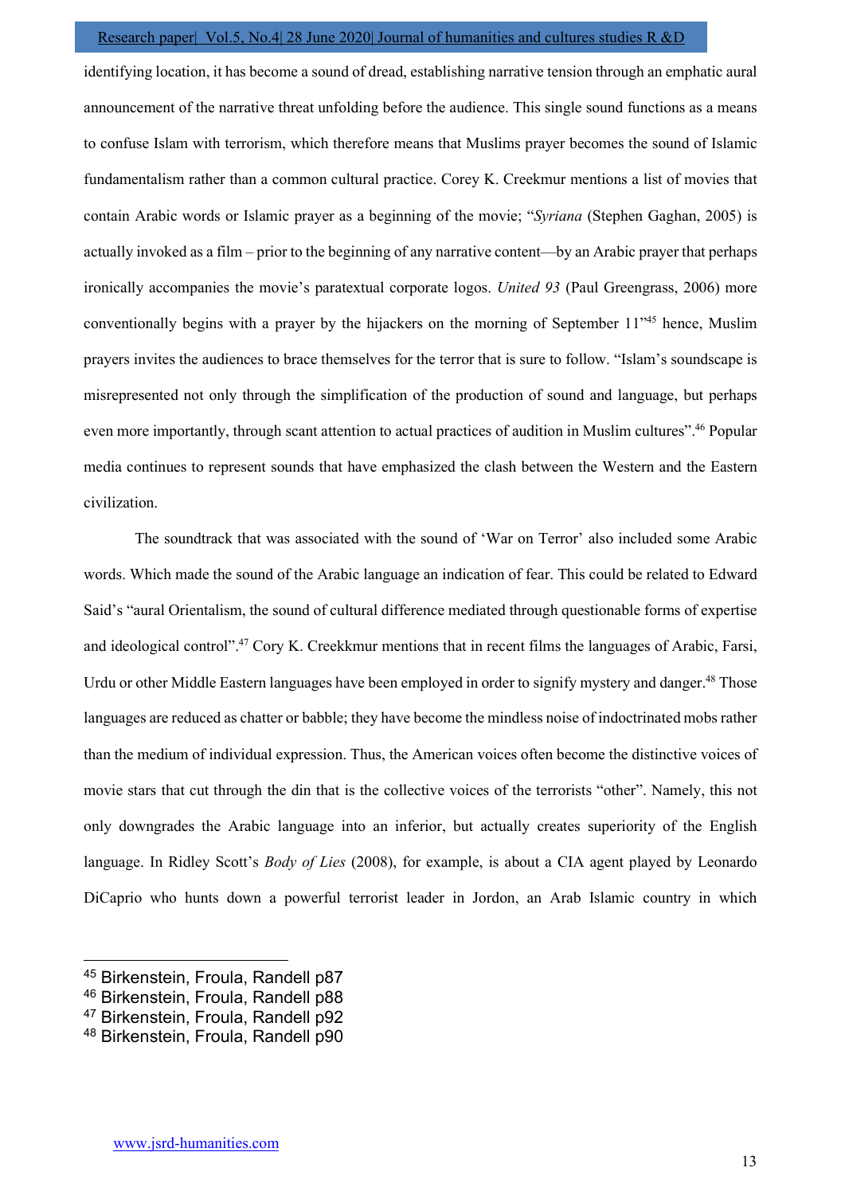identifying location, it has become a sound of dread, establishing narrative tension through an emphatic aural announcement of the narrative threat unfolding before the audience. This single sound functions as a means to confuse Islam with terrorism, which therefore means that Muslims prayer becomes the sound of Islamic fundamentalism rather than a common cultural practice. Corey K. Creekmur mentions a list of movies that contain Arabic words or Islamic prayer as a beginning of the movie; "*Syriana* (Stephen Gaghan, 2005) is actually invoked as a film – prior to the beginning of any narrative content—by an Arabic prayer that perhaps ironically accompanies the movie's paratextual corporate logos. *United 93* (Paul Greengrass, 2006) more conventionally begins with a prayer by the hijackers on the morning of September 11"[45] hence, Muslim prayers invites the audiences to brace themselves for the terror that is sure to follow. "Islam's soundscape is misrepresented not only through the simplification of the production of sound and language, but perhaps even more importantly, through scant attention to actual practices of audition in Muslim cultures".[46] Popular media continues to represent sounds that have emphasized the clash between the Western and the Eastern civilization.

The soundtrack that was associated with the sound of 'War on Terror' also included some Arabic words. Which made the sound of the Arabic language an indication of fear. This could be related to Edward Said's "aural Orientalism, the sound of cultural difference mediated through questionable forms of expertise and ideological control".[47] Cory K. Creekkmur mentions that in recent films the languages of Arabic, Farsi, Urdu or other Middle Eastern languages have been employed in order to signify mystery and danger.[48] Those languages are reduced as chatter or babble; they have become the mindless noise of indoctrinated mobs rather than the medium of individual expression. Thus, the American voices often become the distinctive voices of movie stars that cut through the din that is the collective voices of the terrorists "other". Namely, this not only downgrades the Arabic language into an inferior, but actually creates superiority of the English language. In Ridley Scott's *Body of Lies* (2008), for example, is about a CIA agent played by Leonardo DiCaprio who hunts down a powerful terrorist leader in Jordon, an Arab Islamic country in which

---

[45] Birkenstein, Froula, Randell p87
[46] Birkenstein, Froula, Randell p88
[47] Birkenstein, Froula, Randell p92
[48] Birkenstein, Froula, Randell p90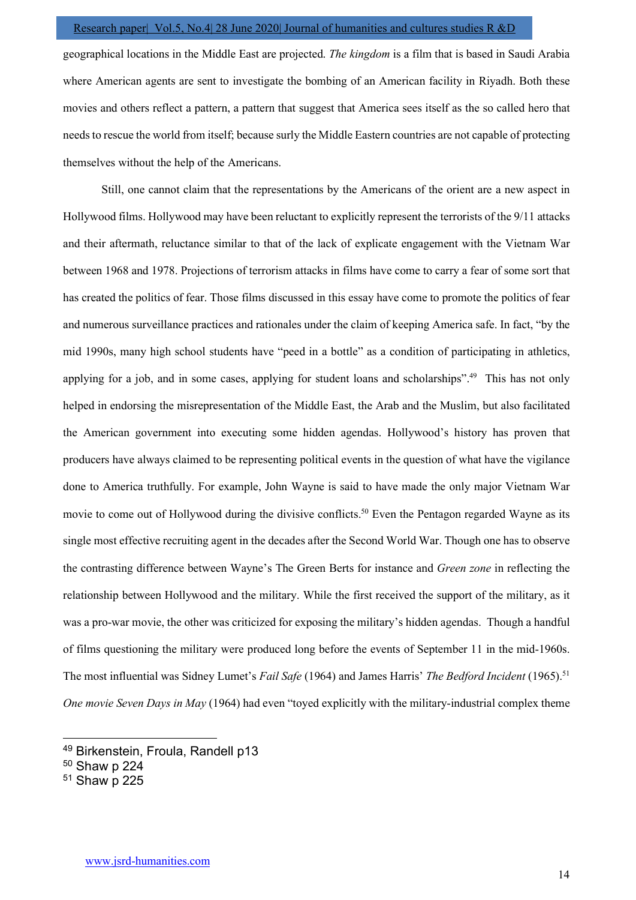geographical locations in the Middle East are projected. *The kingdom* is a film that is based in Saudi Arabia where American agents are sent to investigate the bombing of an American facility in Riyadh. Both these movies and others reflect a pattern, a pattern that suggest that America sees itself as the so called hero that needs to rescue the world from itself; because surly the Middle Eastern countries are not capable of protecting themselves without the help of the Americans.

Still, one cannot claim that the representations by the Americans of the orient are a new aspect in Hollywood films. Hollywood may have been reluctant to explicitly represent the terrorists of the 9/11 attacks and their aftermath, reluctance similar to that of the lack of explicate engagement with the Vietnam War between 1968 and 1978. Projections of terrorism attacks in films have come to carry a fear of some sort that has created the politics of fear. Those films discussed in this essay have come to promote the politics of fear and numerous surveillance practices and rationales under the claim of keeping America safe. In fact, "by the mid 1990s, many high school students have "peed in a bottle" as a condition of participating in athletics, applying for a job, and in some cases, applying for student loans and scholarships".[49] This has not only helped in endorsing the misrepresentation of the Middle East, the Arab and the Muslim, but also facilitated the American government into executing some hidden agendas. Hollywood's history has proven that producers have always claimed to be representing political events in the question of what have the vigilance done to America truthfully. For example, John Wayne is said to have made the only major Vietnam War movie to come out of Hollywood during the divisive conflicts.[50] Even the Pentagon regarded Wayne as its single most effective recruiting agent in the decades after the Second World War. Though one has to observe the contrasting difference between Wayne's The Green Berts for instance and *Green zone* in reflecting the relationship between Hollywood and the military. While the first received the support of the military, as it was a pro-war movie, the other was criticized for exposing the military's hidden agendas. Though a handful of films questioning the military were produced long before the events of September 11 in the mid-1960s. The most influential was Sidney Lumet's *Fail Safe* (1964) and James Harris' *The Bedford Incident* (1965).[51] *One movie Seven Days in May* (1964) had even "toyed explicitly with the military-industrial complex theme

---

[49] Birkenstein, Froula, Randell p13

[50] Shaw p 224

[51] Shaw p 225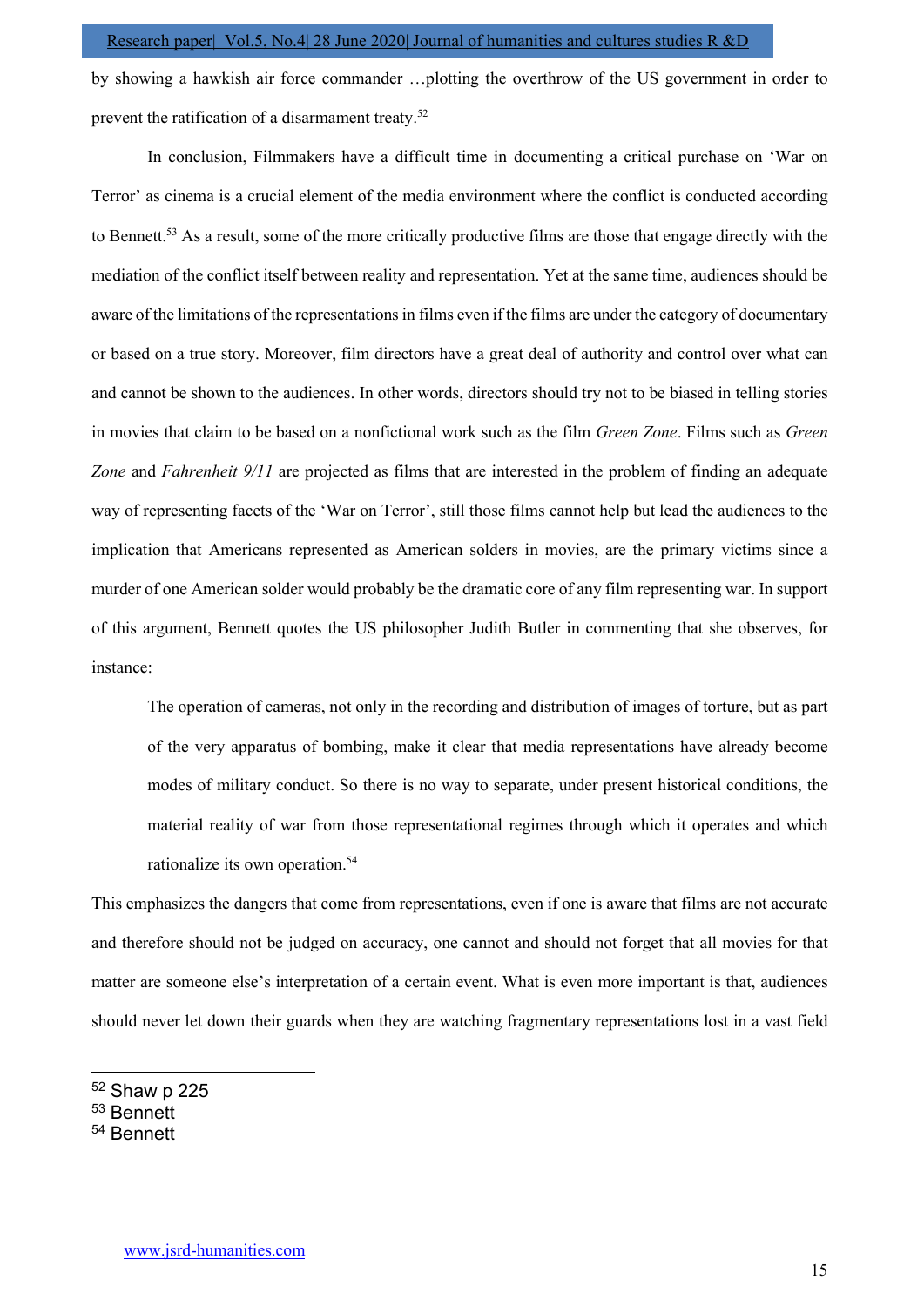by showing a hawkish air force commander …plotting the overthrow of the US government in order to prevent the ratification of a disarmament treaty.[52]

In conclusion, Filmmakers have a difficult time in documenting a critical purchase on 'War on Terror' as cinema is a crucial element of the media environment where the conflict is conducted according to Bennett.[53] As a result, some of the more critically productive films are those that engage directly with the mediation of the conflict itself between reality and representation. Yet at the same time, audiences should be aware of the limitations of the representations in films even if the films are under the category of documentary or based on a true story. Moreover, film directors have a great deal of authority and control over what can and cannot be shown to the audiences. In other words, directors should try not to be biased in telling stories in movies that claim to be based on a nonfictional work such as the film *Green Zone*. Films such as *Green Zone* and *Fahrenheit 9/11* are projected as films that are interested in the problem of finding an adequate way of representing facets of the 'War on Terror', still those films cannot help but lead the audiences to the implication that Americans represented as American soldiers in movies, are the primary victims since a murder of one American solder would probably be the dramatic core of any film representing war. In support of this argument, Bennett quotes the US philosopher Judith Butler in commenting that she observes, for instance:

> The operation of cameras, not only in the recording and distribution of images of torture, but as part of the very apparatus of bombing, make it clear that media representations have already become modes of military conduct. So there is no way to separate, under present historical conditions, the material reality of war from those representational regimes through which it operates and which rationalize its own operation.[54]

This emphasizes the dangers that come from representations, even if one is aware that films are not accurate and therefore should not be judged on accuracy, one cannot and should not forget that all movies for that matter are someone else's interpretation of a certain event. What is even more important is that, audiences should never let down their guards when they are watching fragmentary representations lost in a vast field

---

[52] Shaw p 225
[53] Bennett
[54] Bennett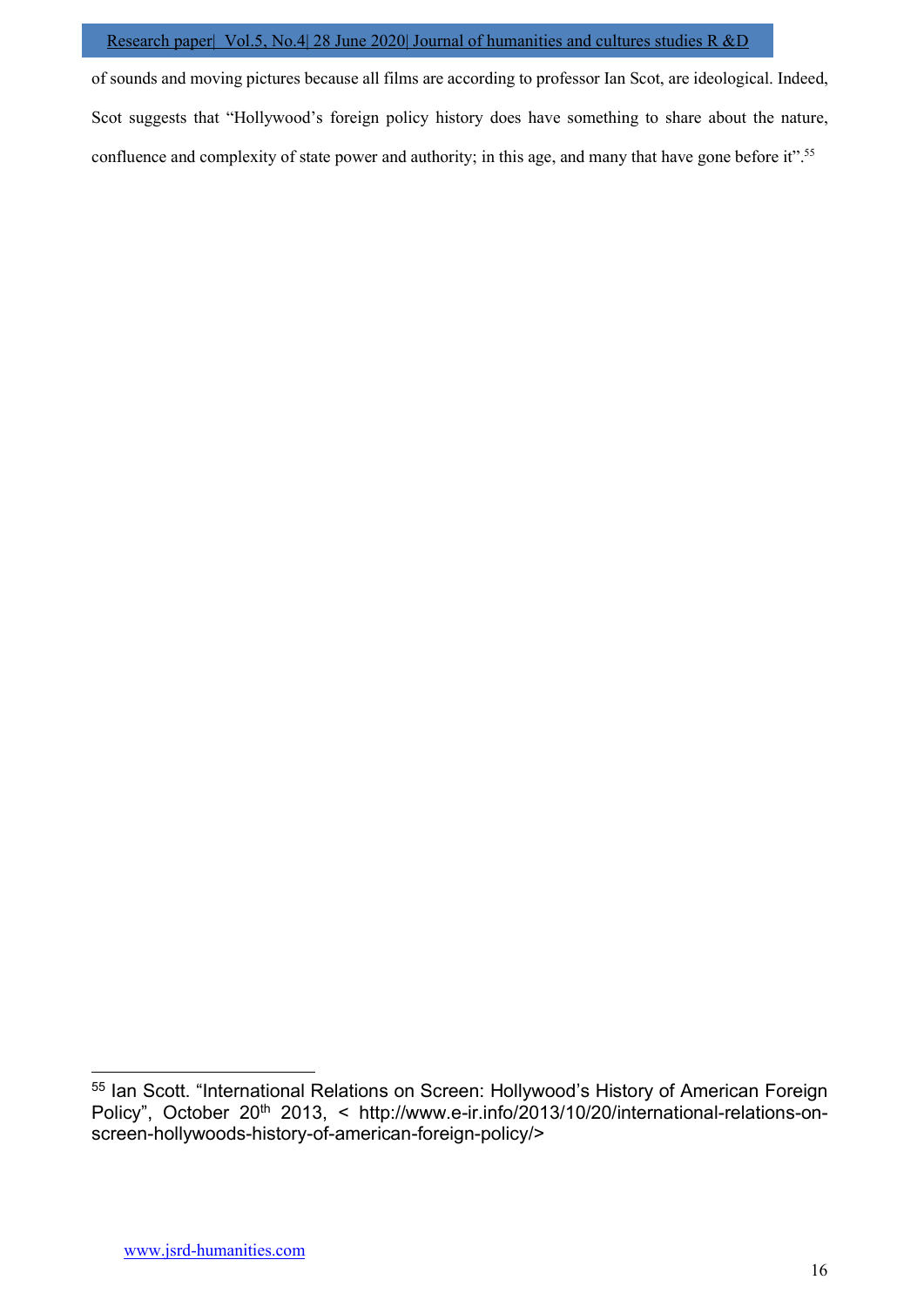of sounds and moving pictures because all films are according to professor Ian Scot, are ideological. Indeed, Scot suggests that "Hollywood's foreign policy history does have something to share about the nature, confluence and complexity of state power and authority; in this age, and many that have gone before it".[55]

---

[55] Ian Scott. "International Relations on Screen: Hollywood's History of American Foreign Policy", October 20th 2013, < http://www.e-ir.info/2013/10/20/international-relations-on-screen-hollywoods-history-of-american-foreign-policy/>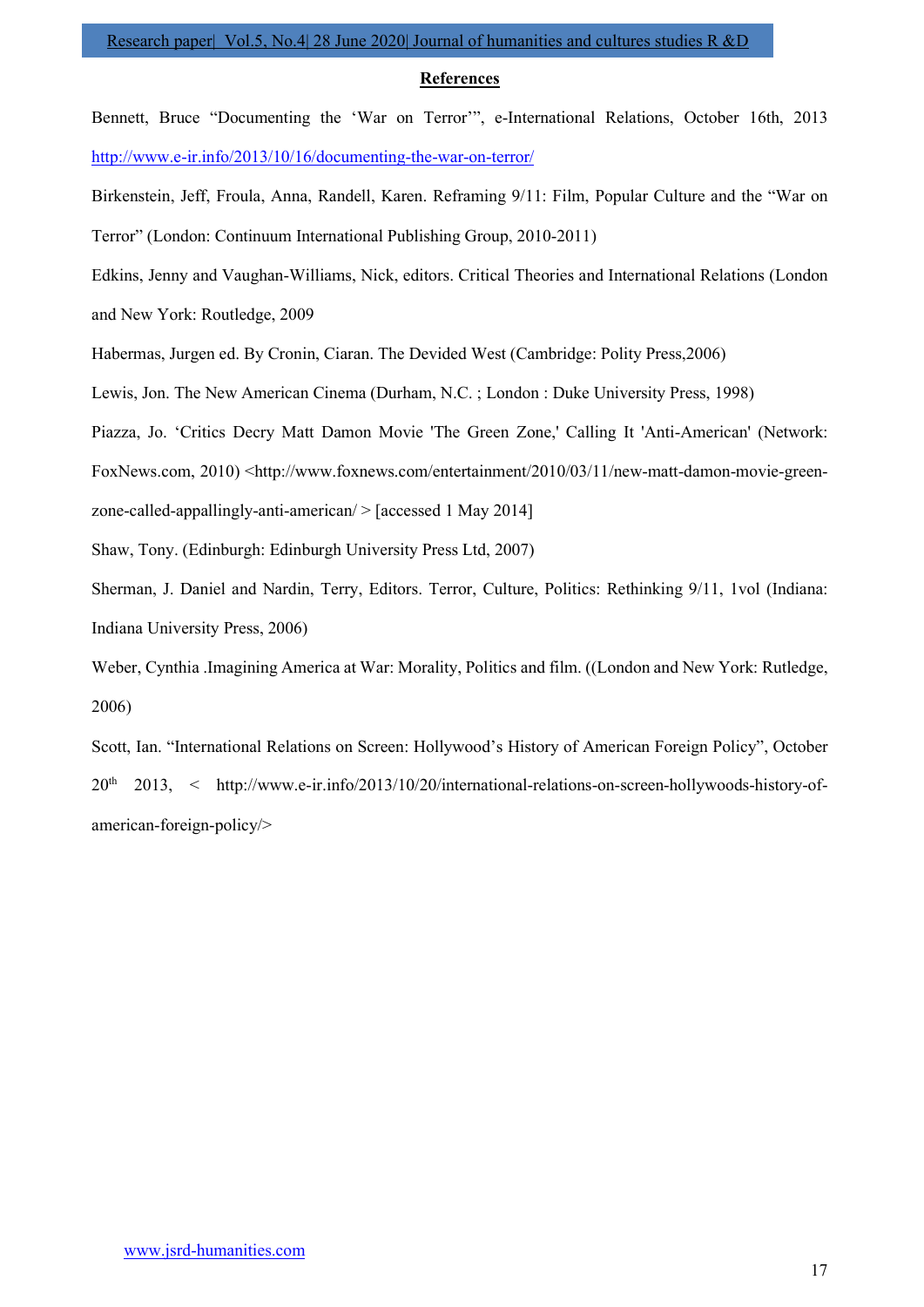## References

Bennett, Bruce "Documenting the 'War on Terror'", e-International Relations, October 16th, 2013 http://www.e-ir.info/2013/10/16/documenting-the-war-on-terror/

Birkenstein, Jeff, Froula, Anna, Randell, Karen. Reframing 9/11: Film, Popular Culture and the "War on Terror" (London: Continuum International Publishing Group, 2010-2011)

Edkins, Jenny and Vaughan-Williams, Nick, editors. Critical Theories and International Relations (London and New York: Routledge, 2009

Habermas, Jurgen ed. By Cronin, Ciaran. The Devided West (Cambridge: Polity Press,2006)

Lewis, Jon. The New American Cinema (Durham, N.C. ; London : Duke University Press, 1998)

Piazza, Jo. 'Critics Decry Matt Damon Movie 'The Green Zone,' Calling It 'Anti-American' (Network: FoxNews.com, 2010) <http://www.foxnews.com/entertainment/2010/03/11/new-matt-damon-movie-green-zone-called-appallingly-anti-american/ > [accessed 1 May 2014]

Shaw, Tony. (Edinburgh: Edinburgh University Press Ltd, 2007)

Sherman, J. Daniel and Nardin, Terry, Editors. Terror, Culture, Politics: Rethinking 9/11, 1vol (Indiana: Indiana University Press, 2006)

Weber, Cynthia .Imagining America at War: Morality, Politics and film. ((London and New York: Rutledge, 2006)

Scott, Ian. "International Relations on Screen: Hollywood's History of American Foreign Policy", October 20th 2013, < http://www.e-ir.info/2013/10/20/international-relations-on-screen-hollywoods-history-of-american-foreign-policy/>